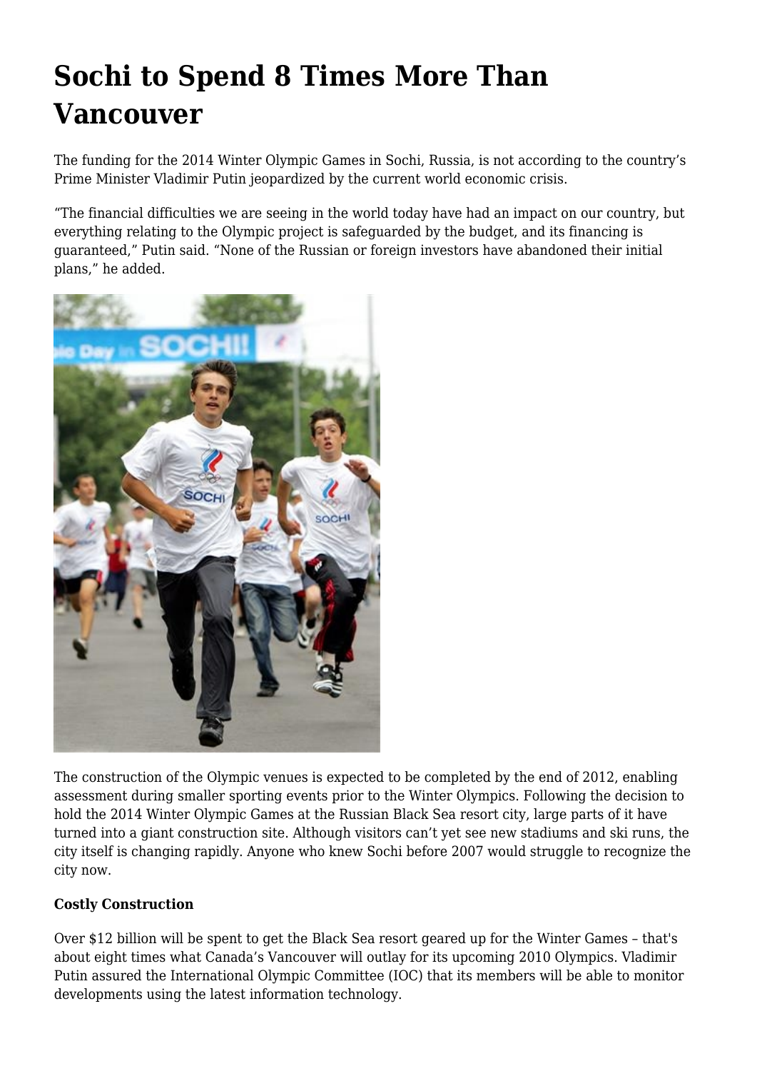# Sochi to Spend 8 Times More Than Vancouver

The funding for the 2014 Winter Olympic Games in Sochi, Russia, is not according to the country's Prime Minister Vladimir Putin jeopardized by the current world economic crisis.

"The financial difficulties we are seeing in the world today have had an impact on our country, but everything relating to the Olympic project is safeguarded by the budget, and its financing is guaranteed," Putin said. "None of the Russian or foreign investors have abandoned their initial plans," he added.

The construction of the Olympic venues is expected to be completed by the end of 2012, enabling assessment during smaller sporting events prior to the Winter Olympics. Following the decision to hold the 2014 Winter Olympic Games at the Russian Black Sea resort city, large parts of it have turned into a giant construction site. Although visitors can't yet see new stadiums and ski runs, the city itself is changing rapidly. Anyone who knew Sochi before 2007 would struggle to recognize the city now.

**Costly Construction**

Over $12 billion will be spent to get the Black Sea resort geared up for the Winter Games – that's about eight times what Canada's Vancouver will outlay for its upcoming 2010 Olympics. Vladimir Putin assured the International Olympic Committee (IOC) that its members will be able to monitor developments using the latest information technology.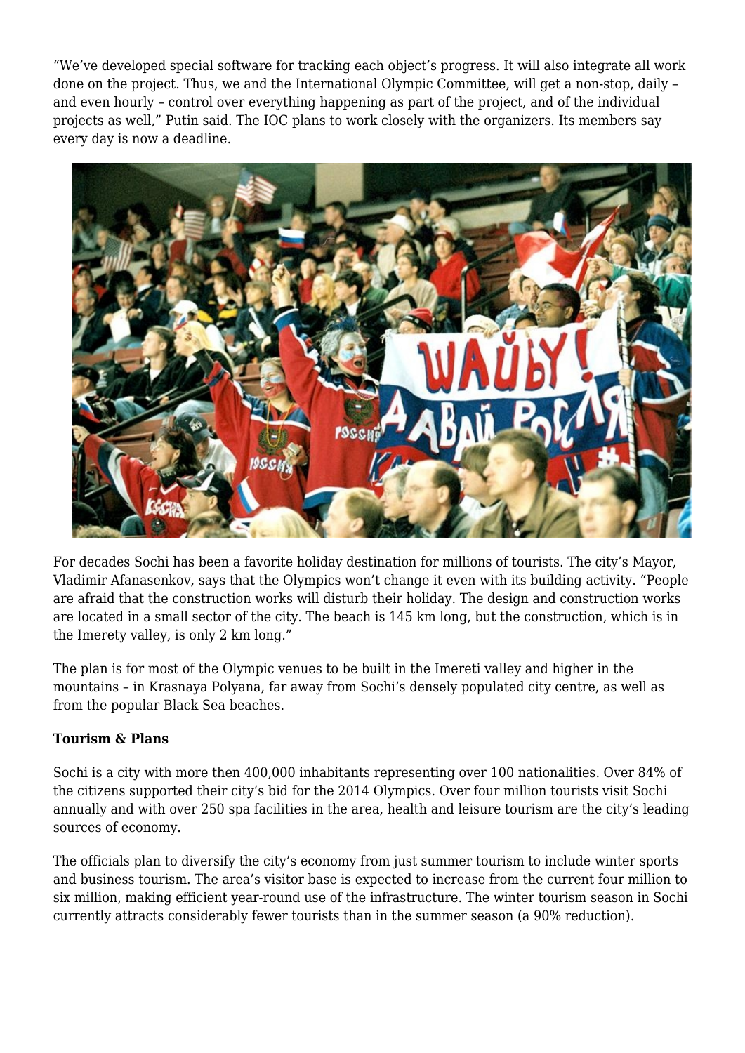"We've developed special software for tracking each object's progress. It will also integrate all work done on the project. Thus, we and the International Olympic Committee, will get a non-stop, daily – and even hourly – control over everything happening as part of the project, and of the individual projects as well," Putin said. The IOC plans to work closely with the organizers. Its members say every day is now a deadline.

For decades Sochi has been a favorite holiday destination for millions of tourists. The city's Mayor, Vladimir Afanasenkov, says that the Olympics won't change it even with its building activity. "People are afraid that the construction works will disturb their holiday. The design and construction works are located in a small sector of the city. The beach is 145 km long, but the construction, which is in the Imerety valley, is only 2 km long."

The plan is for most of the Olympic venues to be built in the Imereti valley and higher in the mountains – in Krasnaya Polyana, far away from Sochi's densely populated city centre, as well as from the popular Black Sea beaches.

**Tourism & Plans**

Sochi is a city with more then 400,000 inhabitants representing over 100 nationalities. Over 84% of the citizens supported their city's bid for the 2014 Olympics. Over four million tourists visit Sochi annually and with over 250 spa facilities in the area, health and leisure tourism are the city's leading sources of economy.

The officials plan to diversify the city's economy from just summer tourism to include winter sports and business tourism. The area's visitor base is expected to increase from the current four million to six million, making efficient year-round use of the infrastructure. The winter tourism season in Sochi currently attracts considerably fewer tourists than in the summer season (a 90% reduction).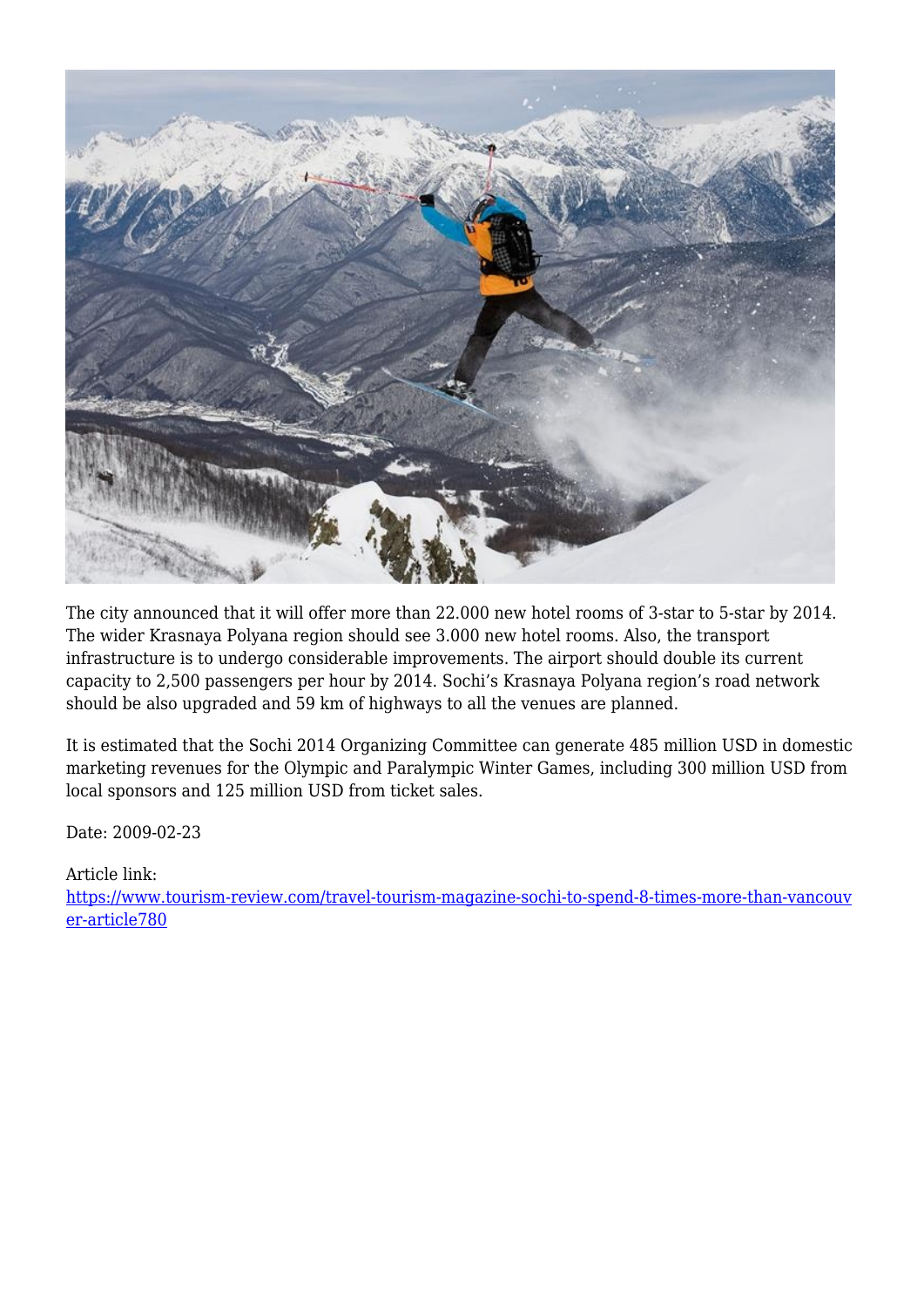The city announced that it will offer more than 22.000 new hotel rooms of 3-star to 5-star by 2014. The wider Krasnaya Polyana region should see 3.000 new hotel rooms. Also, the transport infrastructure is to undergo considerable improvements. The airport should double its current capacity to 2,500 passengers per hour by 2014. Sochi's Krasnaya Polyana region's road network should be also upgraded and 59 km of highways to all the venues are planned.

It is estimated that the Sochi 2014 Organizing Committee can generate 485 million USD in domestic marketing revenues for the Olympic and Paralympic Winter Games, including 300 million USD from local sponsors and 125 million USD from ticket sales.

Date: 2009-02-23

Article link:
https://www.tourism-review.com/travel-tourism-magazine-sochi-to-spend-8-times-more-than-vancouver-article780